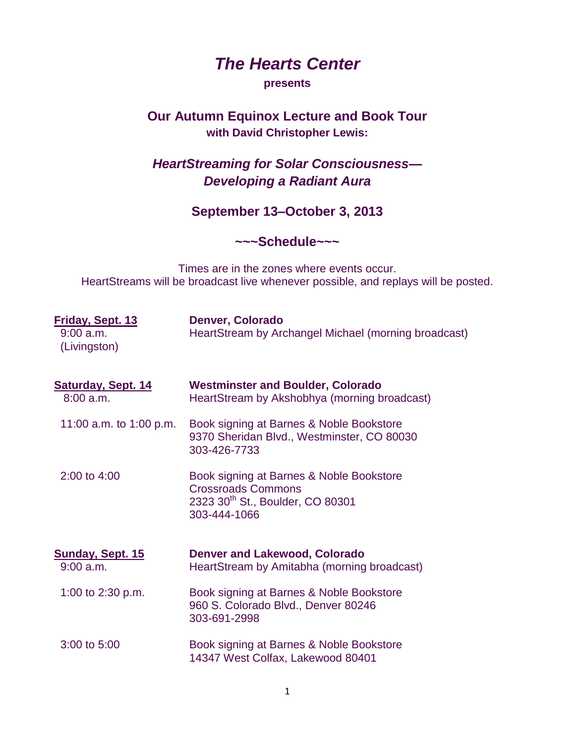# *The Hearts Center*

**presents**

## Our Autumn Equinox Lecture and Book Tour

**with David Christopher Lewis:**

## *HeartStreaming for Solar Consciousness—Developing a Radiant Aura*

### September 13–October 3, 2013

### ~~~Schedule~~~

Times are in the zones where events occur.
HeartStreams will be broadcast live whenever possible, and replays will be posted.

**Friday, Sept. 13** — **Denver, Colorado**

9:00 a.m. (Livingston) — HeartStream by Archangel Michael (morning broadcast)

**Saturday, Sept. 14** — **Westminster and Boulder, Colorado**

8:00 a.m. — HeartStream by Akshobhya (morning broadcast)

11:00 a.m. to 1:00 p.m. — Book signing at Barnes & Noble Bookstore
9370 Sheridan Blvd., Westminster, CO 80030
303-426-7733

2:00 to 4:00 — Book signing at Barnes & Noble Bookstore
Crossroads Commons
2323 30th St., Boulder, CO 80301
303-444-1066

**Sunday, Sept. 15** — **Denver and Lakewood, Colorado**

9:00 a.m. — HeartStream by Amitabha (morning broadcast)

1:00 to 2:30 p.m. — Book signing at Barnes & Noble Bookstore
960 S. Colorado Blvd., Denver 80246
303-691-2998

3:00 to 5:00 — Book signing at Barnes & Noble Bookstore
14347 West Colfax, Lakewood 80401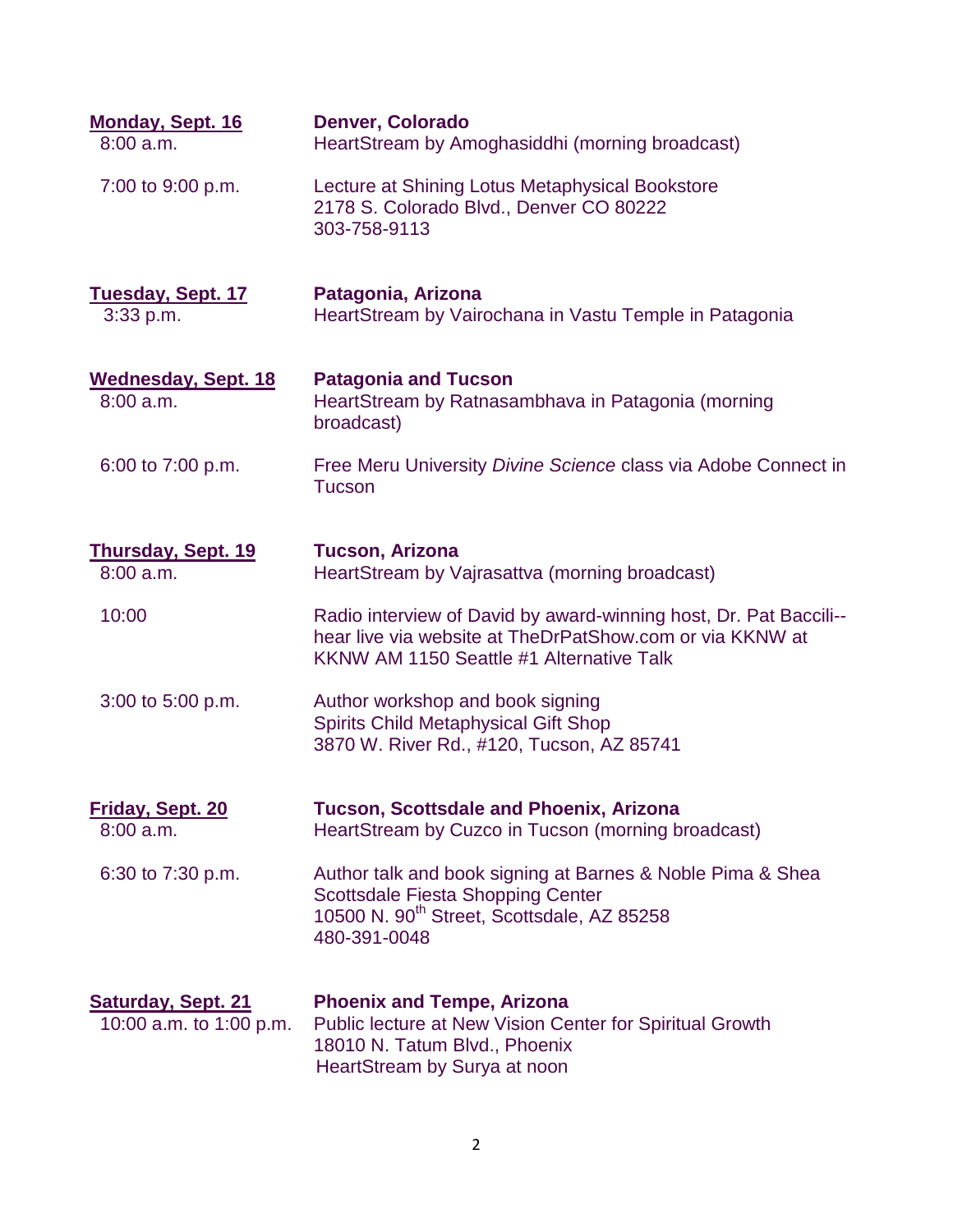**Monday, Sept. 16** — **Denver, Colorado**

8:00 a.m. — HeartStream by Amoghasiddhi (morning broadcast)

7:00 to 9:00 p.m. — Lecture at Shining Lotus Metaphysical Bookstore
2178 S. Colorado Blvd., Denver CO 80222
303-758-9113

**Tuesday, Sept. 17** — **Patagonia, Arizona**

3:33 p.m. — HeartStream by Vairochana in Vastu Temple in Patagonia

**Wednesday, Sept. 18** — **Patagonia and Tucson**

8:00 a.m. — HeartStream by Ratnasambhava in Patagonia (morning broadcast)

6:00 to 7:00 p.m. — Free Meru University *Divine Science* class via Adobe Connect in Tucson

**Thursday, Sept. 19** — **Tucson, Arizona**

8:00 a.m. — HeartStream by Vajrasattva (morning broadcast)

10:00 — Radio interview of David by award-winning host, Dr. Pat Baccili--hear live via website at TheDrPatShow.com or via KKNW at KKNW AM 1150 Seattle #1 Alternative Talk

3:00 to 5:00 p.m. — Author workshop and book signing
Spirits Child Metaphysical Gift Shop
3870 W. River Rd., #120, Tucson, AZ 85741

**Friday, Sept. 20** — **Tucson, Scottsdale and Phoenix, Arizona**

8:00 a.m. — HeartStream by Cuzco in Tucson (morning broadcast)

6:30 to 7:30 p.m. — Author talk and book signing at Barnes & Noble Pima & Shea
Scottsdale Fiesta Shopping Center
10500 N. 90th Street, Scottsdale, AZ 85258
480-391-0048

**Saturday, Sept. 21** — **Phoenix and Tempe, Arizona**

10:00 a.m. to 1:00 p.m. — Public lecture at New Vision Center for Spiritual Growth
18010 N. Tatum Blvd., Phoenix
HeartStream by Surya at noon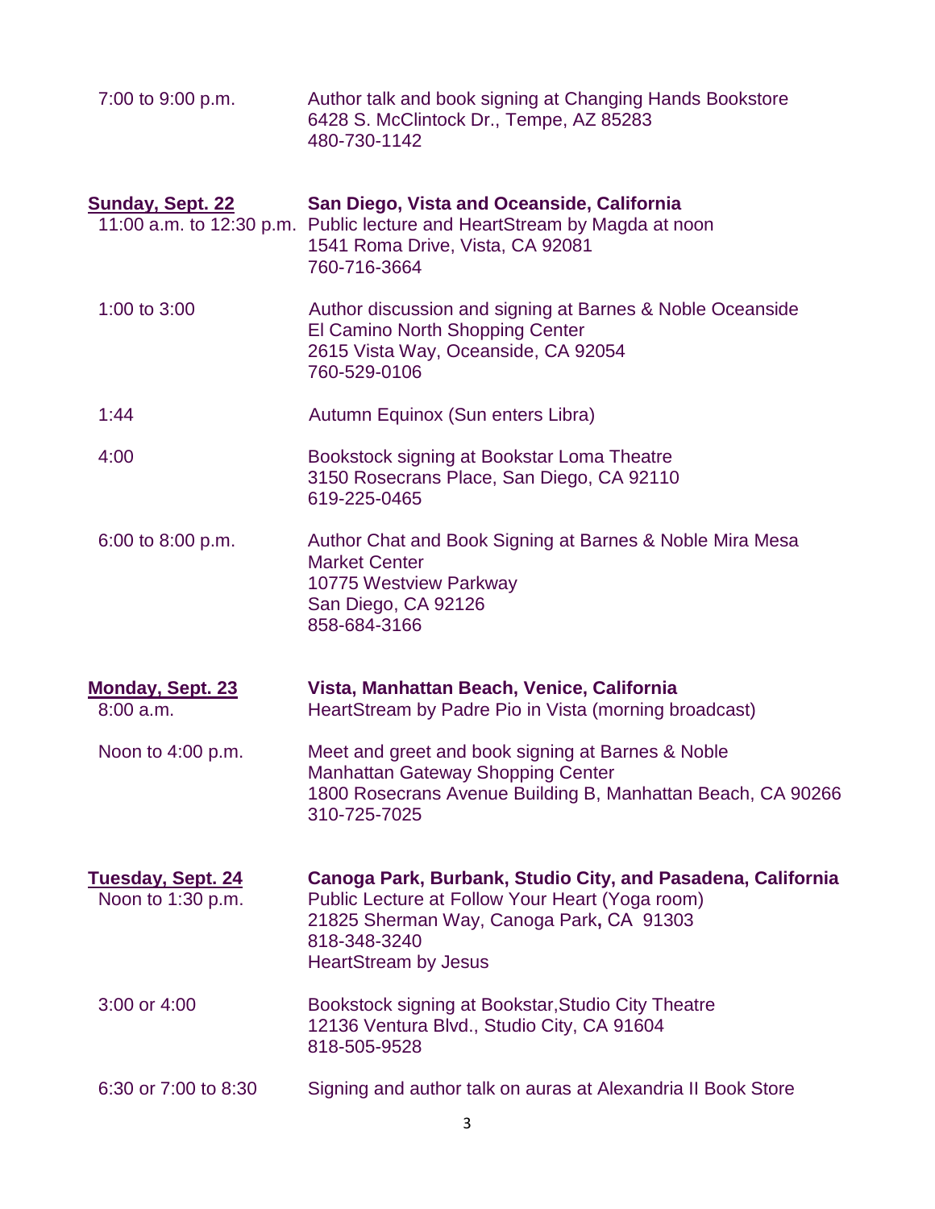7:00 to 9:00 p.m. — Author talk and book signing at Changing Hands Bookstore
6428 S. McClintock Dr., Tempe, AZ 85283
480-730-1142

**Sunday, Sept. 22** — **San Diego, Vista and Oceanside, California**

11:00 a.m. to 12:30 p.m. — Public lecture and HeartStream by Magda at noon
1541 Roma Drive, Vista, CA 92081
760-716-3664

1:00 to 3:00 — Author discussion and signing at Barnes & Noble Oceanside
El Camino North Shopping Center
2615 Vista Way, Oceanside, CA 92054
760-529-0106

1:44 — Autumn Equinox (Sun enters Libra)

4:00 — Bookstock signing at Bookstar Loma Theatre
3150 Rosecrans Place, San Diego, CA 92110
619-225-0465

6:00 to 8:00 p.m. — Author Chat and Book Signing at Barnes & Noble Mira Mesa Market Center
10775 Westview Parkway
San Diego, CA 92126
858-684-3166

**Monday, Sept. 23** — **Vista, Manhattan Beach, Venice, California**

8:00 a.m. — HeartStream by Padre Pio in Vista (morning broadcast)

Noon to 4:00 p.m. — Meet and greet and book signing at Barnes & Noble
Manhattan Gateway Shopping Center
1800 Rosecrans Avenue Building B, Manhattan Beach, CA 90266
310-725-7025

**Tuesday, Sept. 24** — **Canoga Park, Burbank, Studio City, and Pasadena, California**

Noon to 1:30 p.m. — Public Lecture at Follow Your Heart (Yoga room)
21825 Sherman Way, Canoga Park, CA 91303
818-348-3240
HeartStream by Jesus

3:00 or 4:00 — Bookstock signing at Bookstar,Studio City Theatre
12136 Ventura Blvd., Studio City, CA 91604
818-505-9528

6:30 or 7:00 to 8:30 — Signing and author talk on auras at Alexandria II Book Store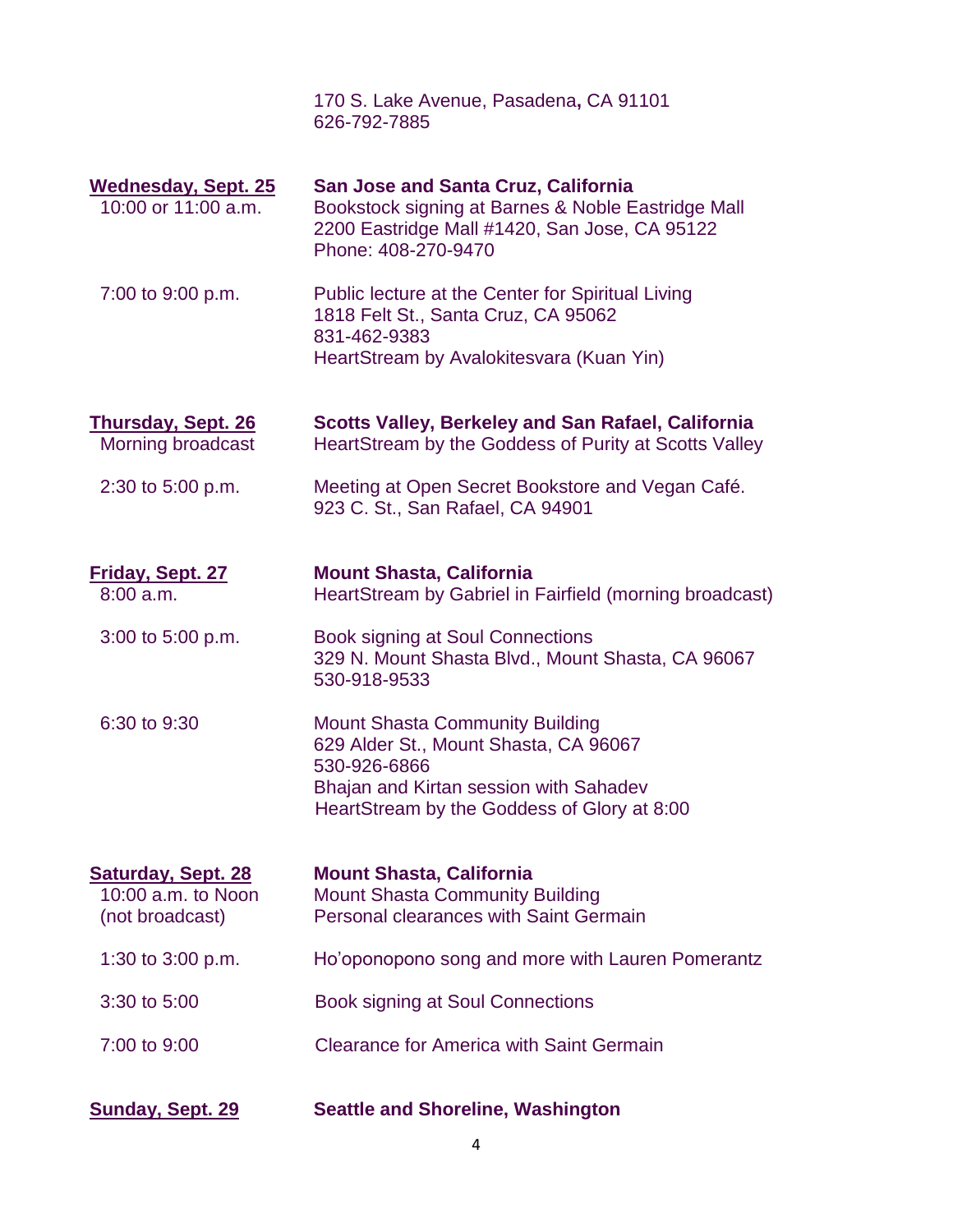170 S. Lake Avenue, Pasadena, CA 91101
626-792-7885

| | |
|---|---|
| **Wednesday, Sept. 25** | **San Jose and Santa Cruz, California** |
| 10:00 or 11:00 a.m. | Bookstock signing at Barnes & Noble Eastridge Mall<br>2200 Eastridge Mall #1420, San Jose, CA 95122<br>Phone: 408-270-9470 |
| 7:00 to 9:00 p.m. | Public lecture at the Center for Spiritual Living<br>1818 Felt St., Santa Cruz, CA 95062<br>831-462-9383<br>HeartStream by Avalokitesvara (Kuan Yin) |
| **Thursday, Sept. 26** | **Scotts Valley, Berkeley and San Rafael, California** |
| Morning broadcast | HeartStream by the Goddess of Purity at Scotts Valley |
| 2:30 to 5:00 p.m. | Meeting at Open Secret Bookstore and Vegan Café.<br>923 C. St., San Rafael, CA 94901 |
| **Friday, Sept. 27** | **Mount Shasta, California** |
| 8:00 a.m. | HeartStream by Gabriel in Fairfield (morning broadcast) |
| 3:00 to 5:00 p.m. | Book signing at Soul Connections<br>329 N. Mount Shasta Blvd., Mount Shasta, CA 96067<br>530-918-9533 |
| 6:30 to 9:30 | Mount Shasta Community Building<br>629 Alder St., Mount Shasta, CA 96067<br>530-926-6866<br>Bhajan and Kirtan session with Sahadev<br>HeartStream by the Goddess of Glory at 8:00 |
| **Saturday, Sept. 28** | **Mount Shasta, California** |
| 10:00 a.m. to Noon<br>(not broadcast) | Mount Shasta Community Building<br>Personal clearances with Saint Germain |
| 1:30 to 3:00 p.m. | Ho'oponopono song and more with Lauren Pomerantz |
| 3:30 to 5:00 | Book signing at Soul Connections |
| 7:00 to 9:00 | Clearance for America with Saint Germain |
| **Sunday, Sept. 29** | **Seattle and Shoreline, Washington** |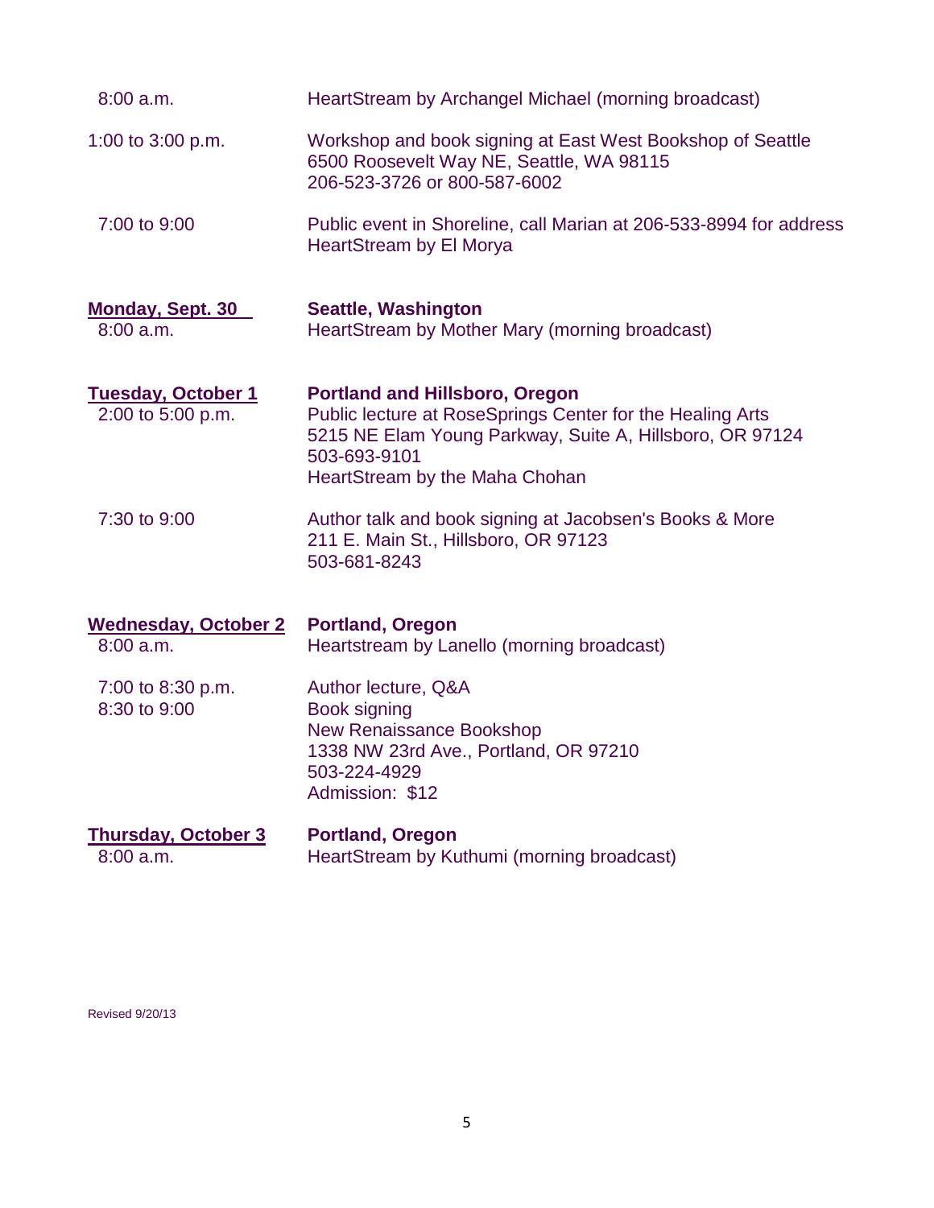| | |
|---|---|
| 8:00 a.m. | HeartStream by Archangel Michael (morning broadcast) |
| 1:00 to 3:00 p.m. | Workshop and book signing at East West Bookshop of Seattle<br>6500 Roosevelt Way NE, Seattle, WA 98115<br>206-523-3726 or 800-587-6002 |
| 7:00 to 9:00 | Public event in Shoreline, call Marian at 206-533-8994 for address<br>HeartStream by El Morya |

**Monday, Sept. 30** — **Seattle, Washington**

| | |
|---|---|
| 8:00 a.m. | HeartStream by Mother Mary (morning broadcast) |

**Tuesday, October 1** — **Portland and Hillsboro, Oregon**

| | |
|---|---|
| 2:00 to 5:00 p.m. | Public lecture at RoseSprings Center for the Healing Arts<br>5215 NE Elam Young Parkway, Suite A, Hillsboro, OR 97124<br>503-693-9101<br>HeartStream by the Maha Chohan |
| 7:30 to 9:00 | Author talk and book signing at Jacobsen's Books & More<br>211 E. Main St., Hillsboro, OR 97123<br>503-681-8243 |

**Wednesday, October 2** — **Portland, Oregon**

| | |
|---|---|
| 8:00 a.m. | Heartstream by Lanello (morning broadcast) |
| 7:00 to 8:30 p.m.<br>8:30 to 9:00 | Author lecture, Q&A<br>Book signing<br>New Renaissance Bookshop<br>1338 NW 23rd Ave., Portland, OR 97210<br>503-224-4929<br>Admission: $12 |

**Thursday, October 3** — **Portland, Oregon**

| | |
|---|---|
| 8:00 a.m. | HeartStream by Kuthumi (morning broadcast) |

Revised 9/20/13